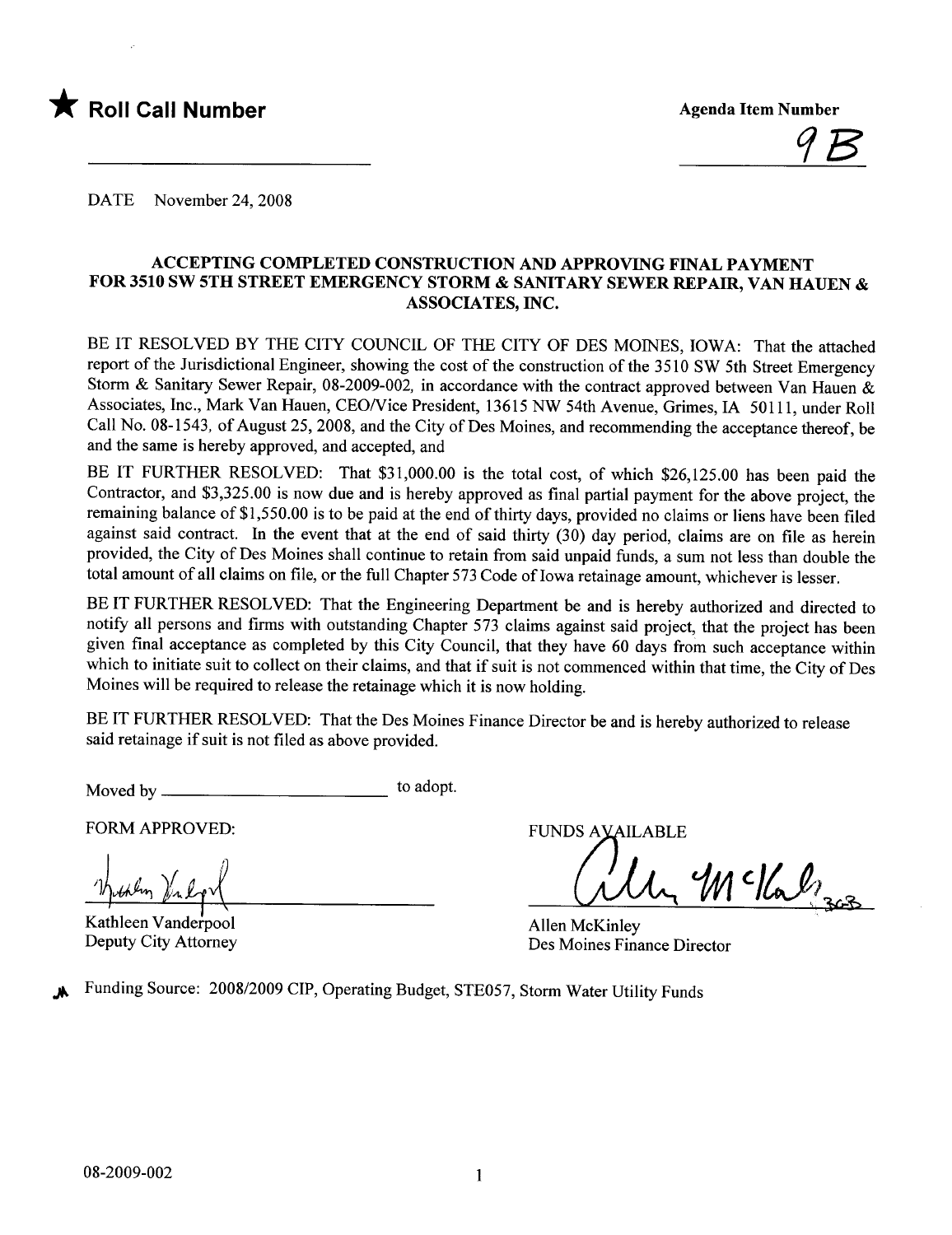★ **Roll Call Number** ______________________

**Agenda Item Number** 9B

DATE November 24, 2008

**ACCEPTING COMPLETED CONSTRUCTION AND APPROVING FINAL PAYMENT FOR 3510 SW 5TH STREET EMERGENCY STORM & SANITARY SEWER REPAIR, VAN HAUEN & ASSOCIATES, INC.**

BE IT RESOLVED BY THE CITY COUNCIL OF THE CITY OF DES MOINES, IOWA: That the attached report of the Jurisdictional Engineer, showing the cost of the construction of the 3510 SW 5th Street Emergency Storm & Sanitary Sewer Repair, 08-2009-002, in accordance with the contract approved between Van Hauen & Associates, Inc., Mark Van Hauen, CEO/Vice President, 13615 NW 54th Avenue, Grimes, IA 50111, under Roll Call No. 08-1543, of August 25, 2008, and the City of Des Moines, and recommending the acceptance thereof, be and the same is hereby approved, and accepted, and

BE IT FURTHER RESOLVED: That $31,000.00 is the total cost, of which $26,125.00 has been paid the Contractor, and $3,325.00 is now due and is hereby approved as final partial payment for the above project, the remaining balance of $1,550.00 is to be paid at the end of thirty days, provided no claims or liens have been filed against said contract. In the event that at the end of said thirty (30) day period, claims are on file as herein provided, the City of Des Moines shall continue to retain from said unpaid funds, a sum not less than double the total amount of all claims on file, or the full Chapter 573 Code of Iowa retainage amount, whichever is lesser.

BE IT FURTHER RESOLVED: That the Engineering Department be and is hereby authorized and directed to notify all persons and firms with outstanding Chapter 573 claims against said project, that the project has been given final acceptance as completed by this City Council, that they have 60 days from such acceptance within which to initiate suit to collect on their claims, and that if suit is not commenced within that time, the City of Des Moines will be required to release the retainage which it is now holding.

BE IT FURTHER RESOLVED: That the Des Moines Finance Director be and is hereby authorized to release said retainage if suit is not filed as above provided.

Moved by ________________________ to adopt.

FORM APPROVED:

Kathleen Vanderpool
Deputy City Attorney

FUNDS AVAILABLE

Allen McKinley
Des Moines Finance Director

Funding Source: 2008/2009 CIP, Operating Budget, STE057, Storm Water Utility Funds

08-2009-002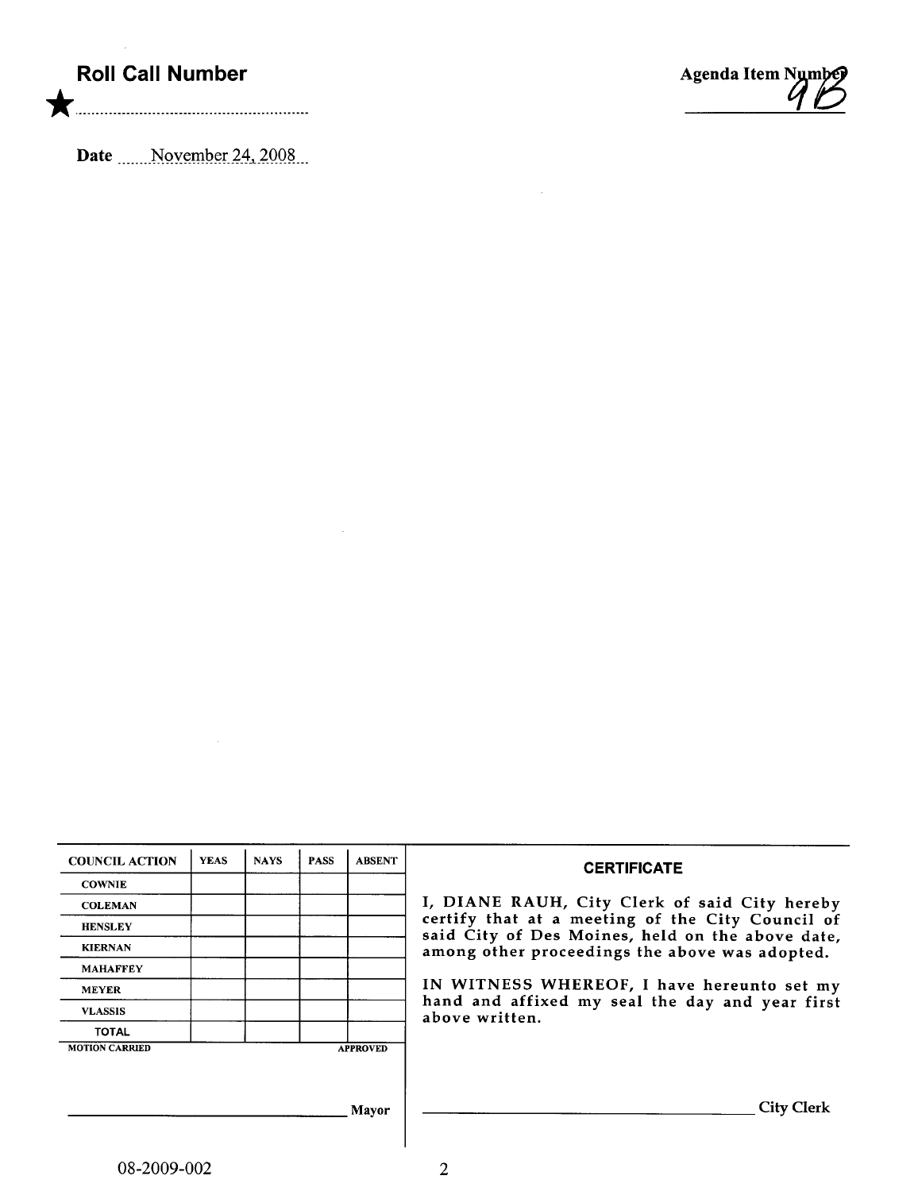**Roll Call Number**

★.........................................................

**Agenda Item Number** 9B

**Date** November 24, 2008

| COUNCIL ACTION | YEAS | NAYS | PASS | ABSENT |
|---|---|---|---|---|
| COWNIE | | | | |
| COLEMAN | | | | |
| HENSLEY | | | | |
| KIERNAN | | | | |
| MAHAFFEY | | | | |
| MEYER | | | | |
| VLASSIS | | | | |
| TOTAL | | | | |
| MOTION CARRIED | | | | APPROVED |

_________________________________ Mayor

**CERTIFICATE**

I, DIANE RAUH, City Clerk of said City hereby certify that at a meeting of the City Council of said City of Des Moines, held on the above date, among other proceedings the above was adopted.

IN WITNESS WHEREOF, I have hereunto set my hand and affixed my seal the day and year first above written.

_________________________________ City Clerk

08-2009-002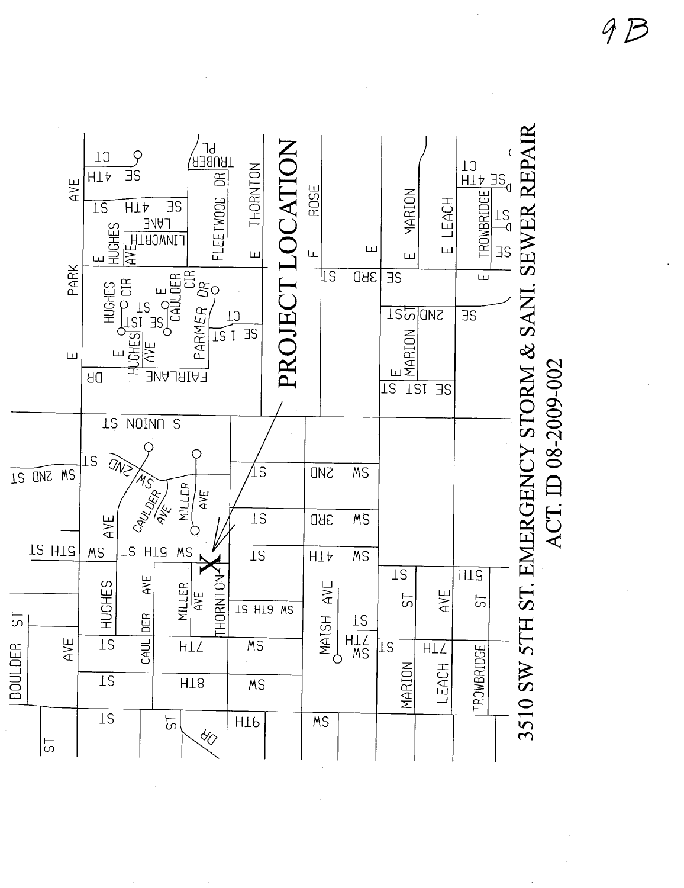9B

# 3510 SW 5TH ST. EMERGENCY STORM & SANI. SEWER REPAIR

## ACT. ID 08-2009-002

PROJECT LOCATION

E PARK AVE

E HUGHES AVE

SE 4TH ST

SE 4TH CT

LINWORTH LANE

TRUBER PL

FLEETWOOD DR

E THORNTON

E ROSE

E

E MARION

E LEACH

E TROWBRIDGE

SE 4TH CT

SE ST

SE 3RD ST

SE 2ND ST

SE 1ST ST

E MARION

HUGHES CIR

SE 1ST ST

E CAULDER CIR

PARMER DR

SE 1 ST CT

E HUGHES AVE

FAIRLANE DR

S UNION ST

SW 2ND ST

SW 2ND ST

CAULDER AVE

MILLER AVE

SW 3RD ST

SW 4TH ST

SW 5TH ST

SW 5TH ST

HUGHES AVE

CAULDER AVE

MILLER AVE

THORNTON

SW 6TH ST

MAISH AVE

SW 7TH ST

SW 7TH ST

SW 8TH ST

SW 9TH ST

MARION ST

LEACH AVE

TROWBRIDGE ST

BOULDER ST

DR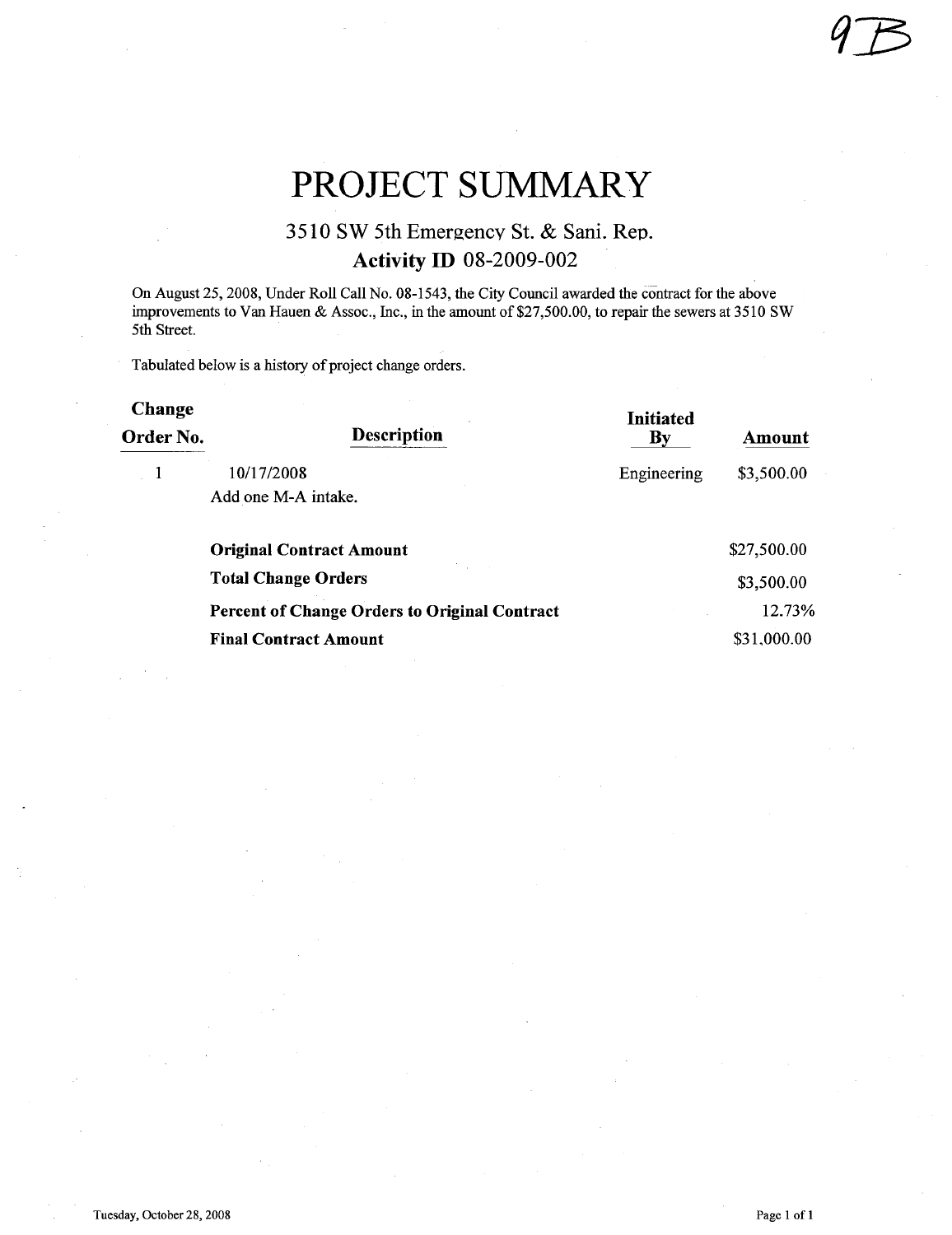9B

# PROJECT SUMMARY

## 3510 SW 5th Emergency St. & Sani. Rep.

### Activity ID 08-2009-002

On August 25, 2008, Under Roll Call No. 08-1543, the City Council awarded the contract for the above improvements to Van Hauen & Assoc., Inc., in the amount of $27,500.00, to repair the sewers at 3510 SW 5th Street.

Tabulated below is a history of project change orders.

| Change Order No. | Description | Initiated By | Amount |
|---|---|---|---|
| 1 | 10/17/2008<br>Add one M-A intake. | Engineering | $3,500.00 |
| | **Original Contract Amount** | | $27,500.00 |
| | **Total Change Orders** | | $3,500.00 |
| | **Percent of Change Orders to Original Contract** | | 12.73% |
| | **Final Contract Amount** | | $31,000.00 |

Tuesday, October 28, 2008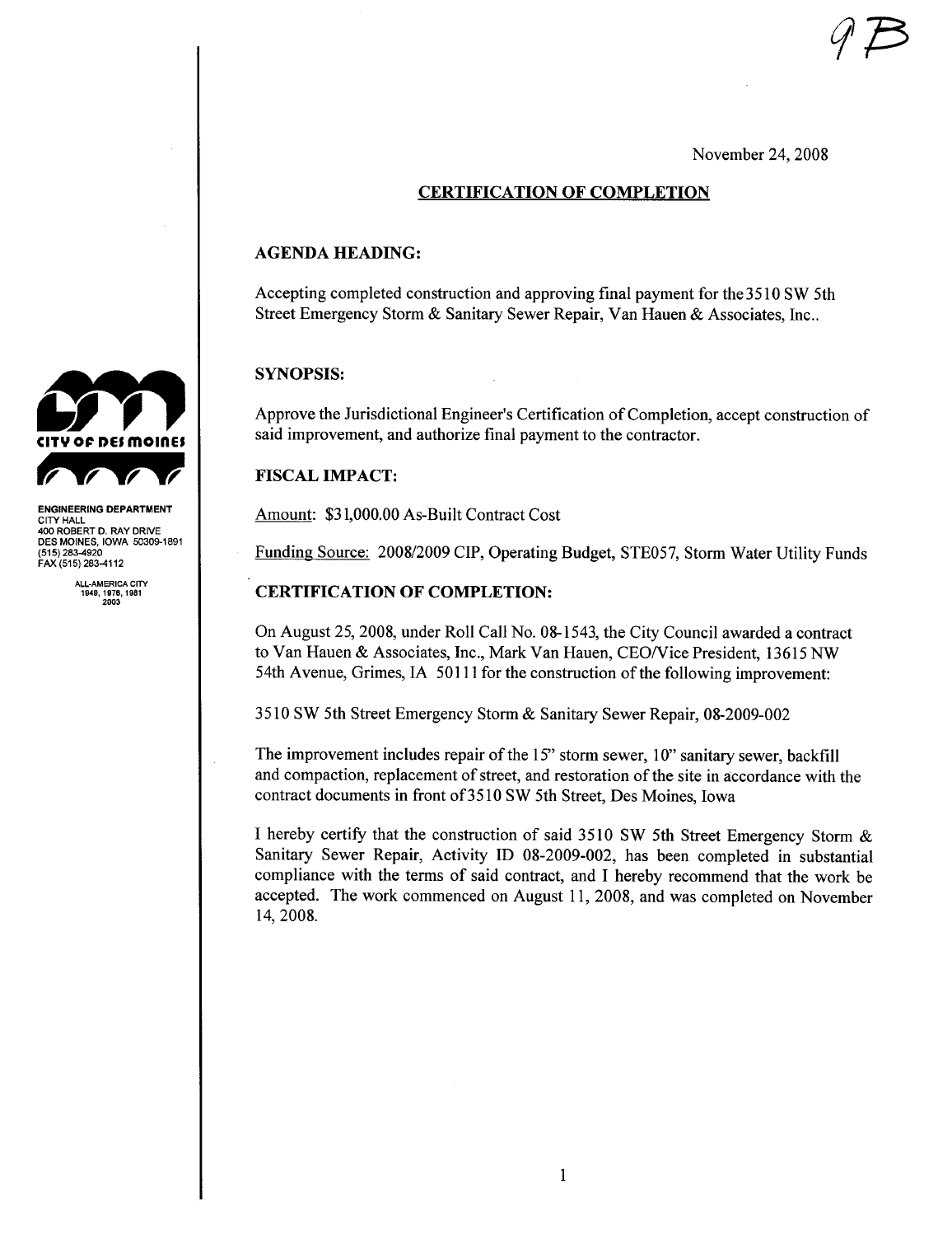9B

November 24, 2008

## CERTIFICATION OF COMPLETION

**ENGINEERING DEPARTMENT**
CITY HALL
400 ROBERT D. RAY DRIVE
DES MOINES, IOWA 50309-1891
(515) 283-4920
FAX (515) 283-4112

ALL-AMERICA CITY
1949, 1976, 1981
2003

### AGENDA HEADING:

Accepting completed construction and approving final payment for the3510 SW 5th Street Emergency Storm & Sanitary Sewer Repair, Van Hauen & Associates, Inc..

### SYNOPSIS:

Approve the Jurisdictional Engineer's Certification of Completion, accept construction of said improvement, and authorize final payment to the contractor.

### FISCAL IMPACT:

Amount: $31,000.00 As-Built Contract Cost

Funding Source: 2008/2009 CIP, Operating Budget, STE057, Storm Water Utility Funds

### CERTIFICATION OF COMPLETION:

On August 25, 2008, under Roll Call No. 08-1543, the City Council awarded a contract to Van Hauen & Associates, Inc., Mark Van Hauen, CEO/Vice President, 13615 NW 54th Avenue, Grimes, IA 50111 for the construction of the following improvement:

3510 SW 5th Street Emergency Storm & Sanitary Sewer Repair, 08-2009-002

The improvement includes repair of the 15" storm sewer, 10" sanitary sewer, backfill and compaction, replacement of street, and restoration of the site in accordance with the contract documents in front of3510 SW 5th Street, Des Moines, Iowa

I hereby certify that the construction of said 3510 SW 5th Street Emergency Storm & Sanitary Sewer Repair, Activity ID 08-2009-002, has been completed in substantial compliance with the terms of said contract, and I hereby recommend that the work be accepted. The work commenced on August 11, 2008, and was completed on November 14, 2008.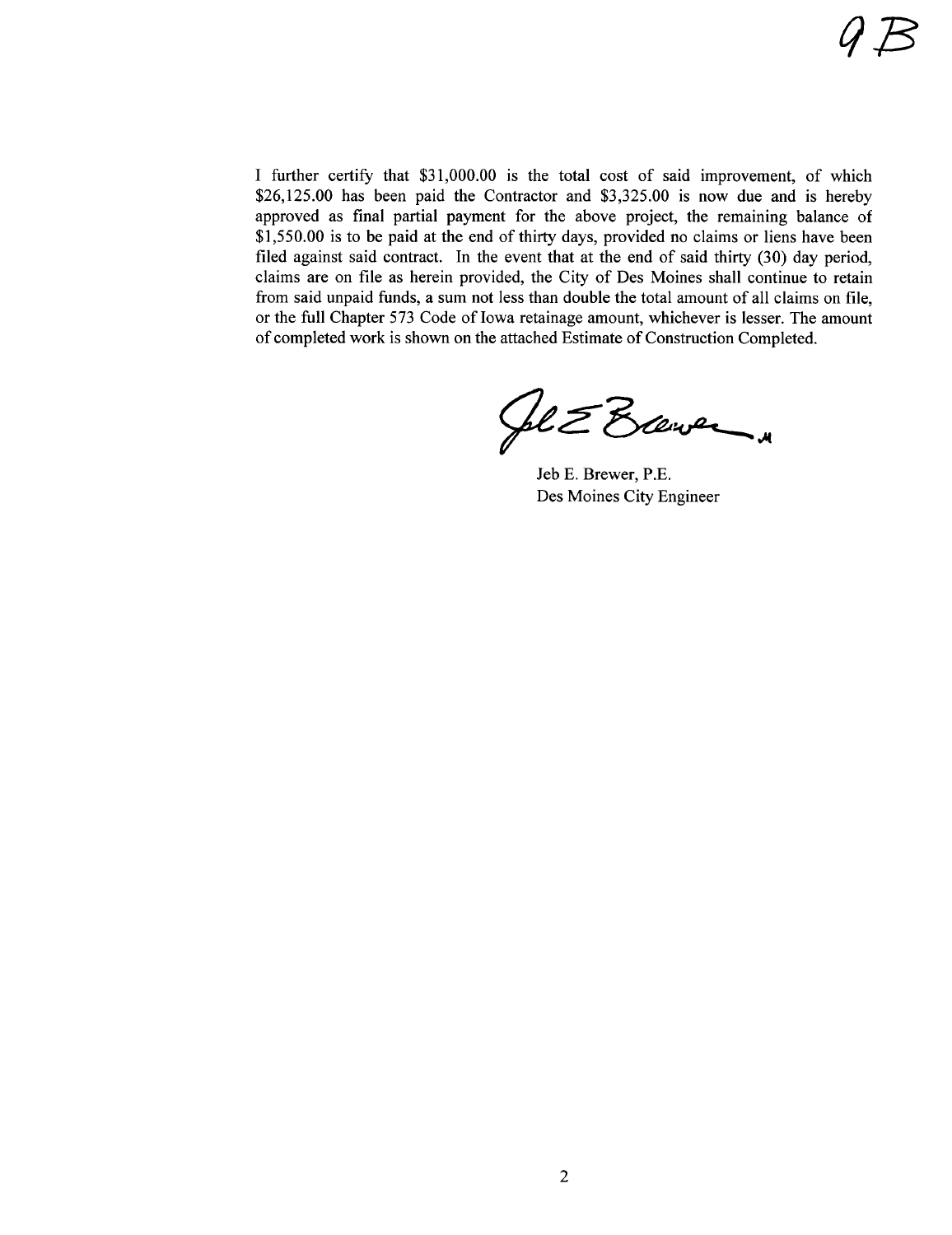9B

I further certify that $31,000.00 is the total cost of said improvement, of which $26,125.00 has been paid the Contractor and $3,325.00 is now due and is hereby approved as final partial payment for the above project, the remaining balance of $1,550.00 is to be paid at the end of thirty days, provided no claims or liens have been filed against said contract. In the event that at the end of said thirty (30) day period, claims are on file as herein provided, the City of Des Moines shall continue to retain from said unpaid funds, a sum not less than double the total amount of all claims on file, or the full Chapter 573 Code of Iowa retainage amount, whichever is lesser. The amount of completed work is shown on the attached Estimate of Construction Completed.

Jeb E. Brewer, P.E.
Des Moines City Engineer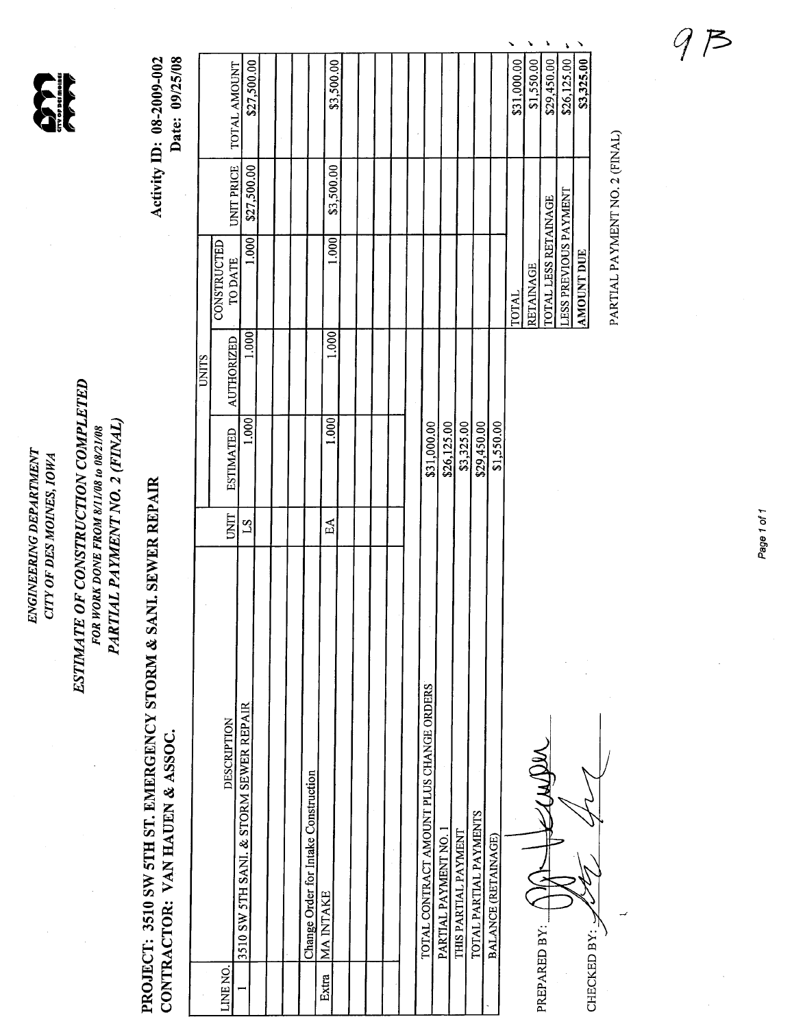9B

**ENGINEERING DEPARTMENT**
**CITY OF DES MOINES, IOWA**

## ESTIMATE OF CONSTRUCTION COMPLETED

*FOR WORK DONE FROM 8/11/08 to 08/21/08*

*PARTIAL PAYMENT NO. 2 (FINAL)*

**PROJECT: 3510 SW 5TH ST. EMERGENCY STORM & SANI. SEWER REPAIR**

**CONTRACTOR: VAN HAUEN & ASSOC.**

**Activity ID: 08-2009-002**

**Date: 09/25/08**

| LINE NO. | DESCRIPTION | UNIT | UNITS ESTIMATED | UNITS AUTHORIZED | UNITS CONSTRUCTED TO DATE | UNIT PRICE | TOTAL AMOUNT |
|---|---|---|---|---|---|---|---|
| 1 | 3510 SW 5TH SANI. & STORM SEWER REPAIR | LS | 1.000 | 1.000 | 1.000 | $27,500.00 | $27,500.00 |
| | Change Order for Intake Construction | | | | | | |
| Extra | MA INTAKE | EA | 1.000 | 1.000 | 1.000 | $3,500.00 | $3,500.00 |

| | |
|---|---|
| TOTAL CONTRACT AMOUNT PLUS CHANGE ORDERS | $31,000.00 |
| PARTIAL PAYMENT NO. 1 | $26,125.00 |
| THIS PARTIAL PAYMENT | $3,325.00 |
| TOTAL PARTIAL PAYMENTS | $29,450.00 |
| BALANCE (RETAINAGE) | $1,550.00 |

| | |
|---|---|
| TOTAL | $31,000.00 |
| RETAINAGE | $1,550.00 |
| TOTAL LESS RETAINAGE | $29,450.00 |
| LESS PREVIOUS PAYMENT | $26,125.00 |
| **AMOUNT DUE** | **$3,325.00** |

PARTIAL PAYMENT NO. 2 (FINAL)

PREPARED BY: ______________________

CHECKED BY: ______________________